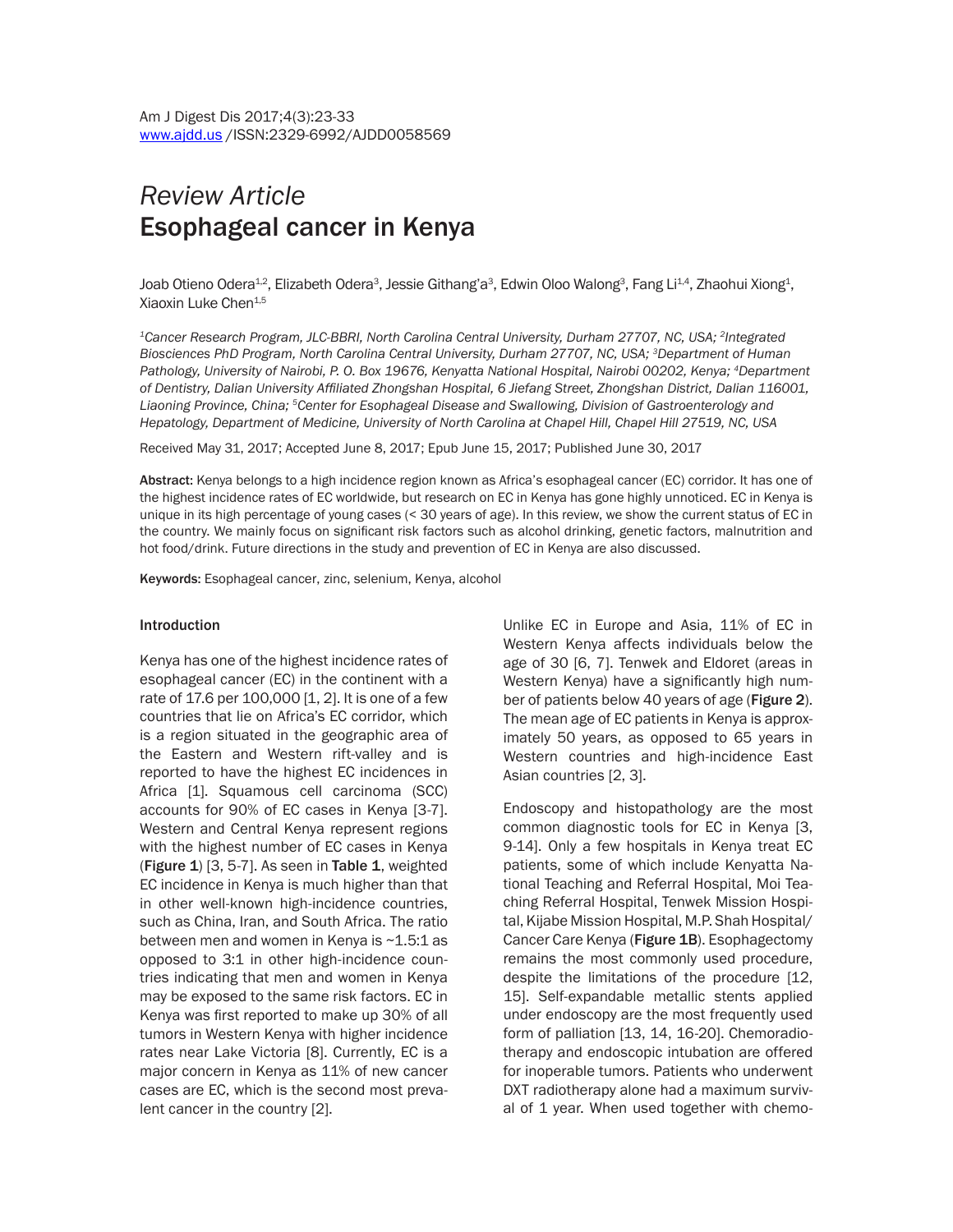# *Review Article*
# Esophageal cancer in Kenya

Joab Otieno Odera[1,2], Elizabeth Odera[3], Jessie Githang'a[3], Edwin Oloo Walong[3], Fang Li[1,4], Zhaohui Xiong[1], Xiaoxin Luke Chen[1,5]

*[1]Cancer Research Program, JLC-BBRI, North Carolina Central University, Durham 27707, NC, USA; [2]Integrated Biosciences PhD Program, North Carolina Central University, Durham 27707, NC, USA; [3]Department of Human Pathology, University of Nairobi, P. O. Box 19676, Kenyatta National Hospital, Nairobi 00202, Kenya; [4]Department of Dentistry, Dalian University Affiliated Zhongshan Hospital, 6 Jiefang Street, Zhongshan District, Dalian 116001, Liaoning Province, China; [5]Center for Esophageal Disease and Swallowing, Division of Gastroenterology and Hepatology, Department of Medicine, University of North Carolina at Chapel Hill, Chapel Hill 27519, NC, USA*

Received May 31, 2017; Accepted June 8, 2017; Epub June 15, 2017; Published June 30, 2017

**Abstract:** Kenya belongs to a high incidence region known as Africa's esophageal cancer (EC) corridor. It has one of the highest incidence rates of EC worldwide, but research on EC in Kenya has gone highly unnoticed. EC in Kenya is unique in its high percentage of young cases (< 30 years of age). In this review, we show the current status of EC in the country. We mainly focus on significant risk factors such as alcohol drinking, genetic factors, malnutrition and hot food/drink. Future directions in the study and prevention of EC in Kenya are also discussed.

**Keywords:** Esophageal cancer, zinc, selenium, Kenya, alcohol

## Introduction

Kenya has one of the highest incidence rates of esophageal cancer (EC) in the continent with a rate of 17.6 per 100,000 [1, 2]. It is one of a few countries that lie on Africa's EC corridor, which is a region situated in the geographic area of the Eastern and Western rift-valley and is reported to have the highest EC incidences in Africa [1]. Squamous cell carcinoma (SCC) accounts for 90% of EC cases in Kenya [3-7]. Western and Central Kenya represent regions with the highest number of EC cases in Kenya (**Figure 1**) [3, 5-7]. As seen in **Table 1**, weighted EC incidence in Kenya is much higher than that in other well-known high-incidence countries, such as China, Iran, and South Africa. The ratio between men and women in Kenya is ~1.5:1 as opposed to 3:1 in other high-incidence countries indicating that men and women in Kenya may be exposed to the same risk factors. EC in Kenya was first reported to make up 30% of all tumors in Western Kenya with higher incidence rates near Lake Victoria [8]. Currently, EC is a major concern in Kenya as 11% of new cancer cases are EC, which is the second most prevalent cancer in the country [2].

Unlike EC in Europe and Asia, 11% of EC in Western Kenya affects individuals below the age of 30 [6, 7]. Tenwek and Eldoret (areas in Western Kenya) have a significantly high number of patients below 40 years of age (**Figure 2**). The mean age of EC patients in Kenya is approximately 50 years, as opposed to 65 years in Western countries and high-incidence East Asian countries [2, 3].

Endoscopy and histopathology are the most common diagnostic tools for EC in Kenya [3, 9-14]. Only a few hospitals in Kenya treat EC patients, some of which include Kenyatta National Teaching and Referral Hospital, Moi Teaching Referral Hospital, Tenwek Mission Hospital, Kijabe Mission Hospital, M.P. Shah Hospital/Cancer Care Kenya (**Figure 1B**). Esophagectomy remains the most commonly used procedure, despite the limitations of the procedure [12, 15]. Self-expandable metallic stents applied under endoscopy are the most frequently used form of palliation [13, 14, 16-20]. Chemoradiotherapy and endoscopic intubation are offered for inoperable tumors. Patients who underwent DXT radiotherapy alone had a maximum survival of 1 year. When used together with chemo-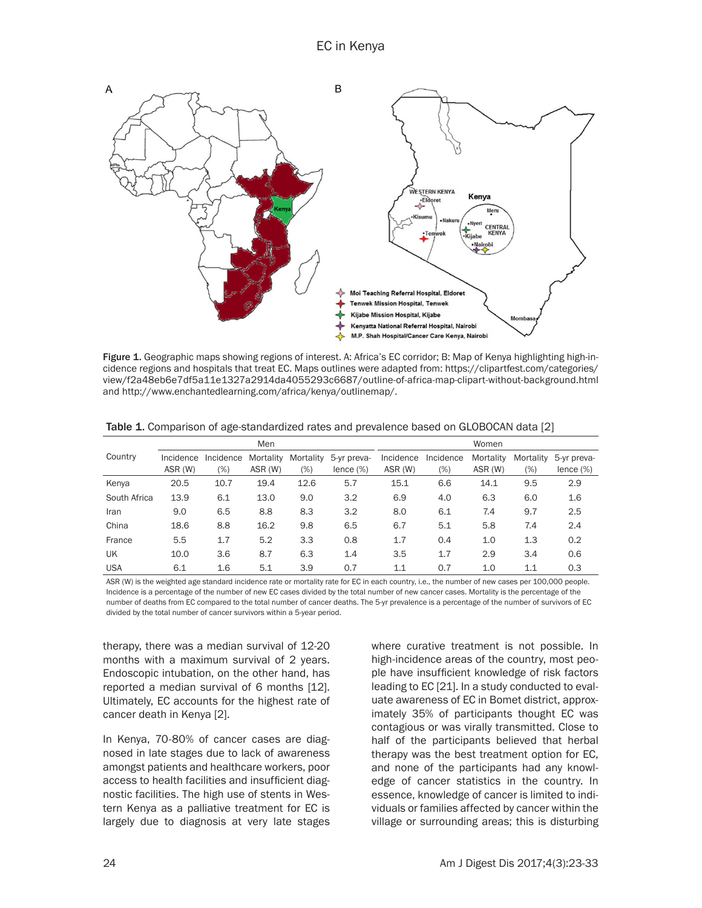Figure 1. Geographic maps showing regions of interest. A: Africa's EC corridor; B: Map of Kenya highlighting high-incidence regions and hospitals that treat EC. Maps outlines were adapted from: https://clipartfest.com/categories/view/f2a48eb6e7df5a11e1327a2914da4055293c6687/outline-of-africa-map-clipart-without-background.html and http://www.enchantedlearning.com/africa/kenya/outlinemap/.

Table 1. Comparison of age-standardized rates and prevalence based on GLOBOCAN data [2]

| Country | Men | | | | | Women | | | | |
|---|---|---|---|---|---|---|---|---|---|---|
| | Incidence ASR (W) | Incidence (%) | Mortality ASR (W) | Mortality (%) | 5-yr prevalence (%) | Incidence ASR (W) | Incidence (%) | Mortality ASR (W) | Mortality (%) | 5-yr prevalence (%) |
| Kenya | 20.5 | 10.7 | 19.4 | 12.6 | 5.7 | 15.1 | 6.6 | 14.1 | 9.5 | 2.9 |
| South Africa | 13.9 | 6.1 | 13.0 | 9.0 | 3.2 | 6.9 | 4.0 | 6.3 | 6.0 | 1.6 |
| Iran | 9.0 | 6.5 | 8.8 | 8.3 | 3.2 | 8.0 | 6.1 | 7.4 | 9.7 | 2.5 |
| China | 18.6 | 8.8 | 16.2 | 9.8 | 6.5 | 6.7 | 5.1 | 5.8 | 7.4 | 2.4 |
| France | 5.5 | 1.7 | 5.2 | 3.3 | 0.8 | 1.7 | 0.4 | 1.0 | 1.3 | 0.2 |
| UK | 10.0 | 3.6 | 8.7 | 6.3 | 1.4 | 3.5 | 1.7 | 2.9 | 3.4 | 0.6 |
| USA | 6.1 | 1.6 | 5.1 | 3.9 | 0.7 | 1.1 | 0.7 | 1.0 | 1.1 | 0.3 |

ASR (W) is the weighted age standard incidence rate or mortality rate for EC in each country, i.e., the number of new cases per 100,000 people. Incidence is a percentage of the number of new EC cases divided by the total number of new cancer cases. Mortality is the percentage of the number of deaths from EC compared to the total number of cancer deaths. The 5-yr prevalence is a percentage of the number of survivors of EC divided by the total number of cancer survivors within a 5-year period.

therapy, there was a median survival of 12-20 months with a maximum survival of 2 years. Endoscopic intubation, on the other hand, has reported a median survival of 6 months [12]. Ultimately, EC accounts for the highest rate of cancer death in Kenya [2].

In Kenya, 70-80% of cancer cases are diagnosed in late stages due to lack of awareness amongst patients and healthcare workers, poor access to health facilities and insufficient diagnostic facilities. The high use of stents in Western Kenya as a palliative treatment for EC is largely due to diagnosis at very late stages where curative treatment is not possible. In high-incidence areas of the country, most people have insufficient knowledge of risk factors leading to EC [21]. In a study conducted to evaluate awareness of EC in Bomet district, approximately 35% of participants thought EC was contagious or was virally transmitted. Close to half of the participants believed that herbal therapy was the best treatment option for EC, and none of the participants had any knowledge of cancer statistics in the country. In essence, knowledge of cancer is limited to individuals or families affected by cancer within the village or surrounding areas; this is disturbing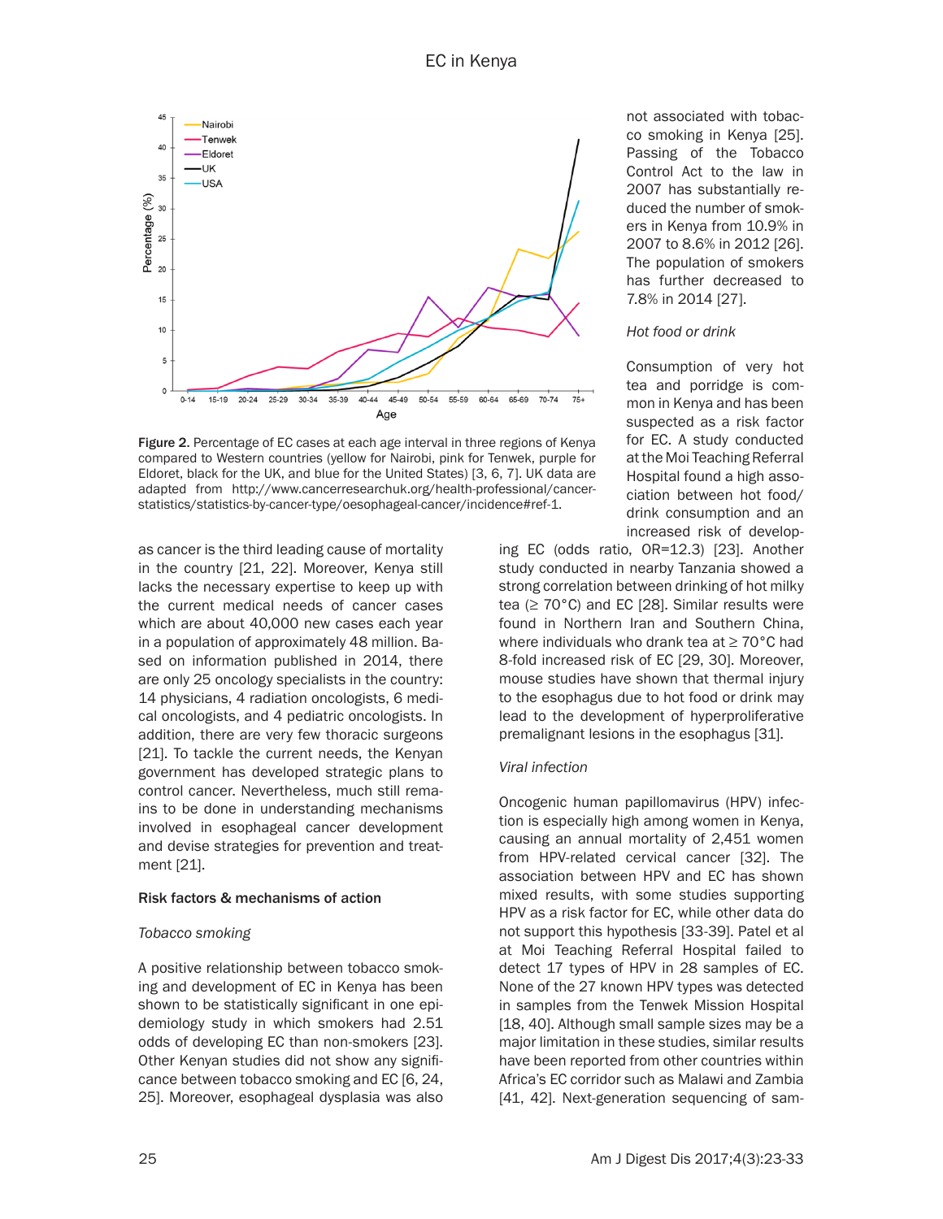Figure 2. Percentage of EC cases at each age interval in three regions of Kenya compared to Western countries (yellow for Nairobi, pink for Tenwek, purple for Eldoret, black for the UK, and blue for the United States) [3, 6, 7]. UK data are adapted from http://www.cancerresearchuk.org/health-professional/cancer-statistics/statistics-by-cancer-type/oesophageal-cancer/incidence#ref-1.

as cancer is the third leading cause of mortality in the country [21, 22]. Moreover, Kenya still lacks the necessary expertise to keep up with the current medical needs of cancer cases which are about 40,000 new cases each year in a population of approximately 48 million. Based on information published in 2014, there are only 25 oncology specialists in the country: 14 physicians, 4 radiation oncologists, 6 medical oncologists, and 4 pediatric oncologists. In addition, there are very few thoracic surgeons [21]. To tackle the current needs, the Kenyan government has developed strategic plans to control cancer. Nevertheless, much still remains to be done in understanding mechanisms involved in esophageal cancer development and devise strategies for prevention and treatment [21].

## Risk factors & mechanisms of action

*Tobacco smoking*

A positive relationship between tobacco smoking and development of EC in Kenya has been shown to be statistically significant in one epidemiology study in which smokers had 2.51 odds of developing EC than non-smokers [23]. Other Kenyan studies did not show any significance between tobacco smoking and EC [6, 24, 25]. Moreover, esophageal dysplasia was also not associated with tobacco smoking in Kenya [25]. Passing of the Tobacco Control Act to the law in 2007 has substantially reduced the number of smokers in Kenya from 10.9% in 2007 to 8.6% in 2012 [26]. The population of smokers has further decreased to 7.8% in 2014 [27].

*Hot food or drink*

Consumption of very hot tea and porridge is common in Kenya and has been suspected as a risk factor for EC. A study conducted at the Moi Teaching Referral Hospital found a high association between hot food/drink consumption and an increased risk of developing EC (odds ratio, OR=12.3) [23]. Another study conducted in nearby Tanzania showed a strong correlation between drinking of hot milky tea (≥ 70°C) and EC [28]. Similar results were found in Northern Iran and Southern China, where individuals who drank tea at ≥ 70°C had 8-fold increased risk of EC [29, 30]. Moreover, mouse studies have shown that thermal injury to the esophagus due to hot food or drink may lead to the development of hyperproliferative premalignant lesions in the esophagus [31].

*Viral infection*

Oncogenic human papillomavirus (HPV) infection is especially high among women in Kenya, causing an annual mortality of 2,451 women from HPV-related cervical cancer [32]. The association between HPV and EC has shown mixed results, with some studies supporting HPV as a risk factor for EC, while other data do not support this hypothesis [33-39]. Patel et al at Moi Teaching Referral Hospital failed to detect 17 types of HPV in 28 samples of EC. None of the 27 known HPV types was detected in samples from the Tenwek Mission Hospital [18, 40]. Although small sample sizes may be a major limitation in these studies, similar results have been reported from other countries within Africa's EC corridor such as Malawi and Zambia [41, 42]. Next-generation sequencing of sam-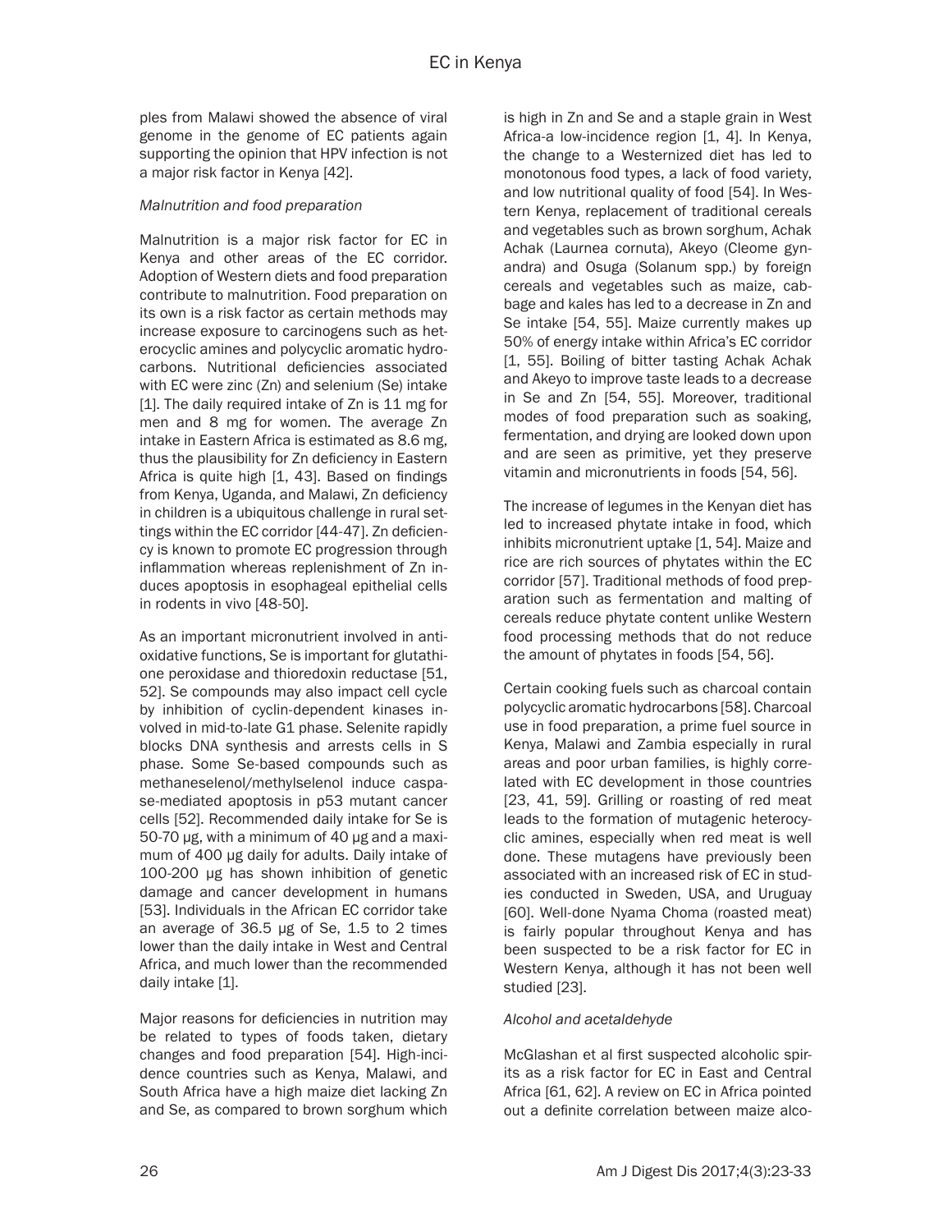ples from Malawi showed the absence of viral genome in the genome of EC patients again supporting the opinion that HPV infection is not a major risk factor in Kenya [42].

*Malnutrition and food preparation*

Malnutrition is a major risk factor for EC in Kenya and other areas of the EC corridor. Adoption of Western diets and food preparation contribute to malnutrition. Food preparation on its own is a risk factor as certain methods may increase exposure to carcinogens such as heterocyclic amines and polycyclic aromatic hydrocarbons. Nutritional deficiencies associated with EC were zinc (Zn) and selenium (Se) intake [1]. The daily required intake of Zn is 11 mg for men and 8 mg for women. The average Zn intake in Eastern Africa is estimated as 8.6 mg, thus the plausibility for Zn deficiency in Eastern Africa is quite high [1, 43]. Based on findings from Kenya, Uganda, and Malawi, Zn deficiency in children is a ubiquitous challenge in rural settings within the EC corridor [44-47]. Zn deficiency is known to promote EC progression through inflammation whereas replenishment of Zn induces apoptosis in esophageal epithelial cells in rodents in vivo [48-50].

As an important micronutrient involved in antioxidative functions, Se is important for glutathione peroxidase and thioredoxin reductase [51, 52]. Se compounds may also impact cell cycle by inhibition of cyclin-dependent kinases involved in mid-to-late G1 phase. Selenite rapidly blocks DNA synthesis and arrests cells in S phase. Some Se-based compounds such as methaneselenol/methylselenol induce caspase-mediated apoptosis in p53 mutant cancer cells [52]. Recommended daily intake for Se is 50-70 μg, with a minimum of 40 μg and a maximum of 400 μg daily for adults. Daily intake of 100-200 μg has shown inhibition of genetic damage and cancer development in humans [53]. Individuals in the African EC corridor take an average of 36.5 μg of Se, 1.5 to 2 times lower than the daily intake in West and Central Africa, and much lower than the recommended daily intake [1].

Major reasons for deficiencies in nutrition may be related to types of foods taken, dietary changes and food preparation [54]. High-incidence countries such as Kenya, Malawi, and South Africa have a high maize diet lacking Zn and Se, as compared to brown sorghum which is high in Zn and Se and a staple grain in West Africa-a low-incidence region [1, 4]. In Kenya, the change to a Westernized diet has led to monotonous food types, a lack of food variety, and low nutritional quality of food [54]. In Western Kenya, replacement of traditional cereals and vegetables such as brown sorghum, Achak Achak (Laurnea cornuta), Akeyo (Cleome gynandra) and Osuga (Solanum spp.) by foreign cereals and vegetables such as maize, cabbage and kales has led to a decrease in Zn and Se intake [54, 55]. Maize currently makes up 50% of energy intake within Africa's EC corridor [1, 55]. Boiling of bitter tasting Achak Achak and Akeyo to improve taste leads to a decrease in Se and Zn [54, 55]. Moreover, traditional modes of food preparation such as soaking, fermentation, and drying are looked down upon and are seen as primitive, yet they preserve vitamin and micronutrients in foods [54, 56].

The increase of legumes in the Kenyan diet has led to increased phytate intake in food, which inhibits micronutrient uptake [1, 54]. Maize and rice are rich sources of phytates within the EC corridor [57]. Traditional methods of food preparation such as fermentation and malting of cereals reduce phytate content unlike Western food processing methods that do not reduce the amount of phytates in foods [54, 56].

Certain cooking fuels such as charcoal contain polycyclic aromatic hydrocarbons [58]. Charcoal use in food preparation, a prime fuel source in Kenya, Malawi and Zambia especially in rural areas and poor urban families, is highly correlated with EC development in those countries [23, 41, 59]. Grilling or roasting of red meat leads to the formation of mutagenic heterocyclic amines, especially when red meat is well done. These mutagens have previously been associated with an increased risk of EC in studies conducted in Sweden, USA, and Uruguay [60]. Well-done Nyama Choma (roasted meat) is fairly popular throughout Kenya and has been suspected to be a risk factor for EC in Western Kenya, although it has not been well studied [23].

*Alcohol and acetaldehyde*

McGlashan et al first suspected alcoholic spirits as a risk factor for EC in East and Central Africa [61, 62]. A review on EC in Africa pointed out a definite correlation between maize alco-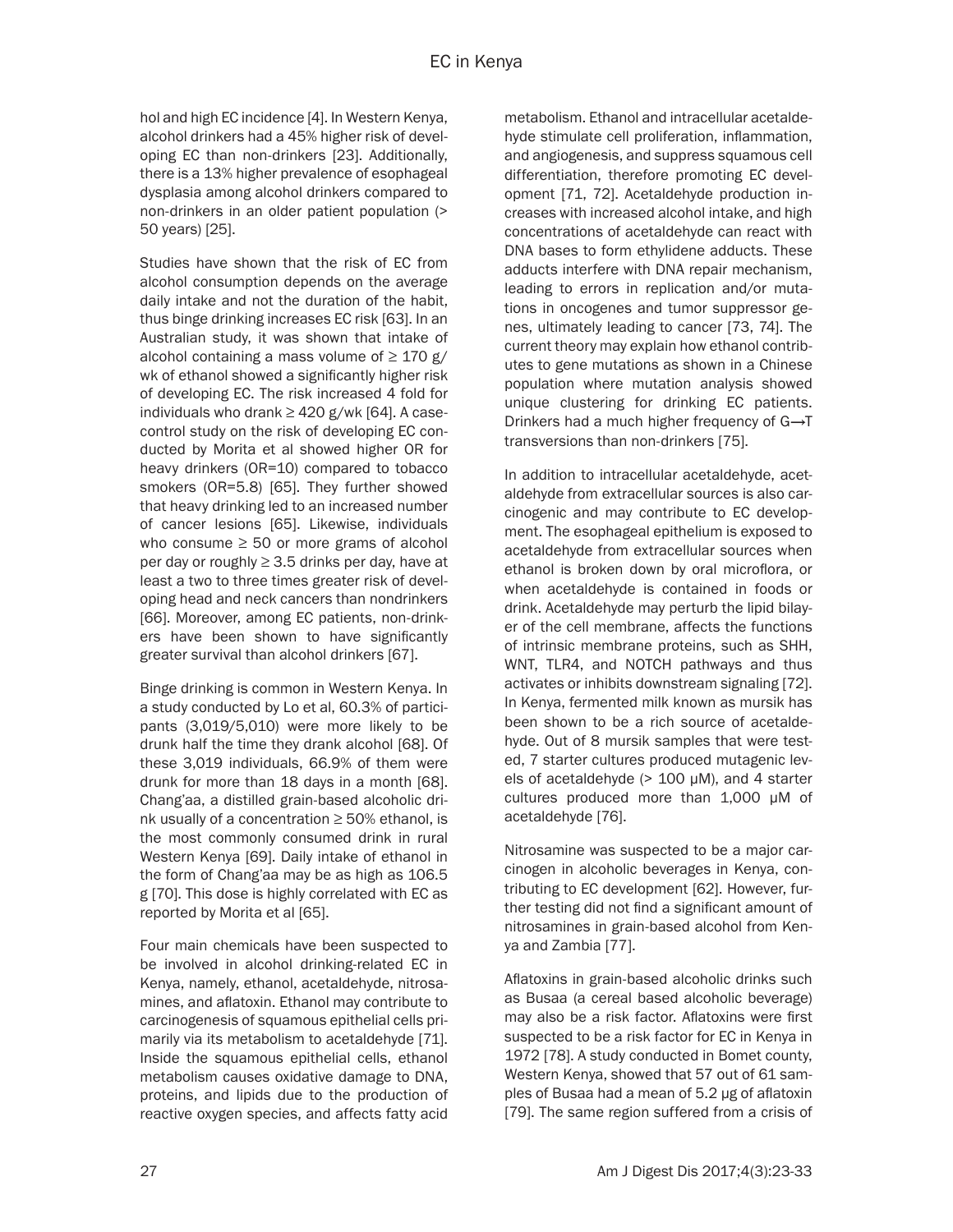hol and high EC incidence [4]. In Western Kenya, alcohol drinkers had a 45% higher risk of developing EC than non-drinkers [23]. Additionally, there is a 13% higher prevalence of esophageal dysplasia among alcohol drinkers compared to non-drinkers in an older patient population (> 50 years) [25].

Studies have shown that the risk of EC from alcohol consumption depends on the average daily intake and not the duration of the habit, thus binge drinking increases EC risk [63]. In an Australian study, it was shown that intake of alcohol containing a mass volume of ≥ 170 g/wk of ethanol showed a significantly higher risk of developing EC. The risk increased 4 fold for individuals who drank ≥ 420 g/wk [64]. A case-control study on the risk of developing EC conducted by Morita et al showed higher OR for heavy drinkers (OR=10) compared to tobacco smokers (OR=5.8) [65]. They further showed that heavy drinking led to an increased number of cancer lesions [65]. Likewise, individuals who consume ≥ 50 or more grams of alcohol per day or roughly ≥ 3.5 drinks per day, have at least a two to three times greater risk of developing head and neck cancers than nondrinkers [66]. Moreover, among EC patients, non-drinkers have been shown to have significantly greater survival than alcohol drinkers [67].

Binge drinking is common in Western Kenya. In a study conducted by Lo et al, 60.3% of participants (3,019/5,010) were more likely to be drunk half the time they drank alcohol [68]. Of these 3,019 individuals, 66.9% of them were drunk for more than 18 days in a month [68]. Chang'aa, a distilled grain-based alcoholic drink usually of a concentration ≥ 50% ethanol, is the most commonly consumed drink in rural Western Kenya [69]. Daily intake of ethanol in the form of Chang'aa may be as high as 106.5 g [70]. This dose is highly correlated with EC as reported by Morita et al [65].

Four main chemicals have been suspected to be involved in alcohol drinking-related EC in Kenya, namely, ethanol, acetaldehyde, nitrosamines, and aflatoxin. Ethanol may contribute to carcinogenesis of squamous epithelial cells primarily via its metabolism to acetaldehyde [71]. Inside the squamous epithelial cells, ethanol metabolism causes oxidative damage to DNA, proteins, and lipids due to the production of reactive oxygen species, and affects fatty acid metabolism. Ethanol and intracellular acetaldehyde stimulate cell proliferation, inflammation, and angiogenesis, and suppress squamous cell differentiation, therefore promoting EC development [71, 72]. Acetaldehyde production increases with increased alcohol intake, and high concentrations of acetaldehyde can react with DNA bases to form ethylidene adducts. These adducts interfere with DNA repair mechanism, leading to errors in replication and/or mutations in oncogenes and tumor suppressor genes, ultimately leading to cancer [73, 74]. The current theory may explain how ethanol contributes to gene mutations as shown in a Chinese population where mutation analysis showed unique clustering for drinking EC patients. Drinkers had a much higher frequency of G→T transversions than non-drinkers [75].

In addition to intracellular acetaldehyde, acetaldehyde from extracellular sources is also carcinogenic and may contribute to EC development. The esophageal epithelium is exposed to acetaldehyde from extracellular sources when ethanol is broken down by oral microflora, or when acetaldehyde is contained in foods or drink. Acetaldehyde may perturb the lipid bilayer of the cell membrane, affects the functions of intrinsic membrane proteins, such as SHH, WNT, TLR4, and NOTCH pathways and thus activates or inhibits downstream signaling [72]. In Kenya, fermented milk known as mursik has been shown to be a rich source of acetaldehyde. Out of 8 mursik samples that were tested, 7 starter cultures produced mutagenic levels of acetaldehyde (> 100 μM), and 4 starter cultures produced more than 1,000 μM of acetaldehyde [76].

Nitrosamine was suspected to be a major carcinogen in alcoholic beverages in Kenya, contributing to EC development [62]. However, further testing did not find a significant amount of nitrosamines in grain-based alcohol from Kenya and Zambia [77].

Aflatoxins in grain-based alcoholic drinks such as Busaa (a cereal based alcoholic beverage) may also be a risk factor. Aflatoxins were first suspected to be a risk factor for EC in Kenya in 1972 [78]. A study conducted in Bomet county, Western Kenya, showed that 57 out of 61 samples of Busaa had a mean of 5.2 μg of aflatoxin [79]. The same region suffered from a crisis of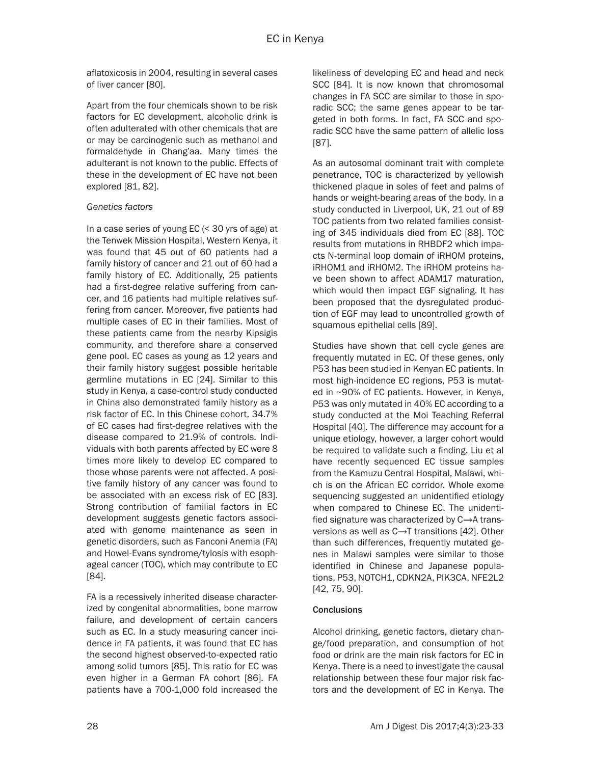aflatoxicosis in 2004, resulting in several cases of liver cancer [80].

Apart from the four chemicals shown to be risk factors for EC development, alcoholic drink is often adulterated with other chemicals that are or may be carcinogenic such as methanol and formaldehyde in Chang'aa. Many times the adulterant is not known to the public. Effects of these in the development of EC have not been explored [81, 82].

*Genetics factors*

In a case series of young EC (< 30 yrs of age) at the Tenwek Mission Hospital, Western Kenya, it was found that 45 out of 60 patients had a family history of cancer and 21 out of 60 had a family history of EC. Additionally, 25 patients had a first-degree relative suffering from cancer, and 16 patients had multiple relatives suffering from cancer. Moreover, five patients had multiple cases of EC in their families. Most of these patients came from the nearby Kipsigis community, and therefore share a conserved gene pool. EC cases as young as 12 years and their family history suggest possible heritable germline mutations in EC [24]. Similar to this study in Kenya, a case-control study conducted in China also demonstrated family history as a risk factor of EC. In this Chinese cohort, 34.7% of EC cases had first-degree relatives with the disease compared to 21.9% of controls. Individuals with both parents affected by EC were 8 times more likely to develop EC compared to those whose parents were not affected. A positive family history of any cancer was found to be associated with an excess risk of EC [83]. Strong contribution of familial factors in EC development suggests genetic factors associated with genome maintenance as seen in genetic disorders, such as Fanconi Anemia (FA) and Howel-Evans syndrome/tylosis with esophageal cancer (TOC), which may contribute to EC [84].

FA is a recessively inherited disease characterized by congenital abnormalities, bone marrow failure, and development of certain cancers such as EC. In a study measuring cancer incidence in FA patients, it was found that EC has the second highest observed-to-expected ratio among solid tumors [85]. This ratio for EC was even higher in a German FA cohort [86]. FA patients have a 700-1,000 fold increased the likeliness of developing EC and head and neck SCC [84]. It is now known that chromosomal changes in FA SCC are similar to those in sporadic SCC; the same genes appear to be targeted in both forms. In fact, FA SCC and sporadic SCC have the same pattern of allelic loss [87].

As an autosomal dominant trait with complete penetrance, TOC is characterized by yellowish thickened plaque in soles of feet and palms of hands or weight-bearing areas of the body. In a study conducted in Liverpool, UK, 21 out of 89 TOC patients from two related families consisting of 345 individuals died from EC [88]. TOC results from mutations in RHBDF2 which impacts N-terminal loop domain of iRHOM proteins, iRHOM1 and iRHOM2. The iRHOM proteins have been shown to affect ADAM17 maturation, which would then impact EGF signaling. It has been proposed that the dysregulated production of EGF may lead to uncontrolled growth of squamous epithelial cells [89].

Studies have shown that cell cycle genes are frequently mutated in EC. Of these genes, only P53 has been studied in Kenyan EC patients. In most high-incidence EC regions, P53 is mutated in ~90% of EC patients. However, in Kenya, P53 was only mutated in 40% EC according to a study conducted at the Moi Teaching Referral Hospital [40]. The difference may account for a unique etiology, however, a larger cohort would be required to validate such a finding. Liu et al have recently sequenced EC tissue samples from the Kamuzu Central Hospital, Malawi, which is on the African EC corridor. Whole exome sequencing suggested an unidentified etiology when compared to Chinese EC. The unidentified signature was characterized by C→A transversions as well as C→T transitions [42]. Other than such differences, frequently mutated genes in Malawi samples were similar to those identified in Chinese and Japanese populations, P53, NOTCH1, CDKN2A, PIK3CA, NFE2L2 [42, 75, 90].

## Conclusions

Alcohol drinking, genetic factors, dietary change/food preparation, and consumption of hot food or drink are the main risk factors for EC in Kenya. There is a need to investigate the causal relationship between these four major risk factors and the development of EC in Kenya. The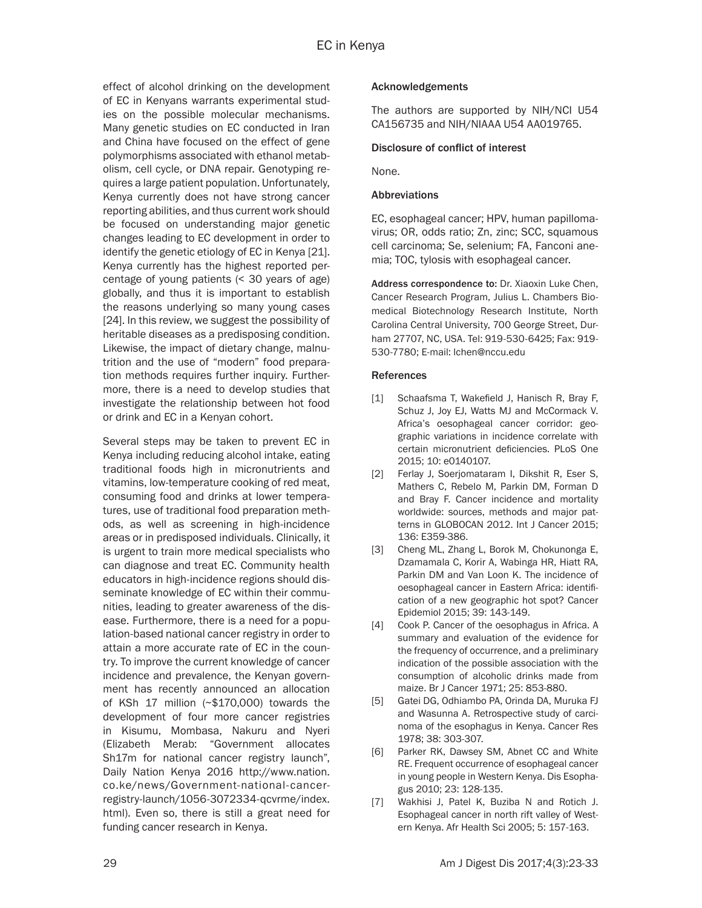effect of alcohol drinking on the development of EC in Kenyans warrants experimental studies on the possible molecular mechanisms. Many genetic studies on EC conducted in Iran and China have focused on the effect of gene polymorphisms associated with ethanol metabolism, cell cycle, or DNA repair. Genotyping requires a large patient population. Unfortunately, Kenya currently does not have strong cancer reporting abilities, and thus current work should be focused on understanding major genetic changes leading to EC development in order to identify the genetic etiology of EC in Kenya [21]. Kenya currently has the highest reported percentage of young patients (< 30 years of age) globally, and thus it is important to establish the reasons underlying so many young cases [24]. In this review, we suggest the possibility of heritable diseases as a predisposing condition. Likewise, the impact of dietary change, malnutrition and the use of "modern" food preparation methods requires further inquiry. Furthermore, there is a need to develop studies that investigate the relationship between hot food or drink and EC in a Kenyan cohort.

Several steps may be taken to prevent EC in Kenya including reducing alcohol intake, eating traditional foods high in micronutrients and vitamins, low-temperature cooking of red meat, consuming food and drinks at lower temperatures, use of traditional food preparation methods, as well as screening in high-incidence areas or in predisposed individuals. Clinically, it is urgent to train more medical specialists who can diagnose and treat EC. Community health educators in high-incidence regions should disseminate knowledge of EC within their communities, leading to greater awareness of the disease. Furthermore, there is a need for a population-based national cancer registry in order to attain a more accurate rate of EC in the country. To improve the current knowledge of cancer incidence and prevalence, the Kenyan government has recently announced an allocation of KSh 17 million (~$170,000) towards the development of four more cancer registries in Kisumu, Mombasa, Nakuru and Nyeri (Elizabeth Merab: "Government allocates Sh17m for national cancer registry launch", Daily Nation Kenya 2016 http://www.nation.co.ke/news/Government-national-cancer-registry-launch/1056-3072334-qcvrme/index.html). Even so, there is still a great need for funding cancer research in Kenya.

#### Acknowledgements

The authors are supported by NIH/NCI U54 CA156735 and NIH/NIAAA U54 AA019765.

#### Disclosure of conflict of interest

None.

#### Abbreviations

EC, esophageal cancer; HPV, human papillomavirus; OR, odds ratio; Zn, zinc; SCC, squamous cell carcinoma; Se, selenium; FA, Fanconi anemia; TOC, tylosis with esophageal cancer.

**Address correspondence to:** Dr. Xiaoxin Luke Chen, Cancer Research Program, Julius L. Chambers Biomedical Biotechnology Research Institute, North Carolina Central University, 700 George Street, Durham 27707, NC, USA. Tel: 919-530-6425; Fax: 919-530-7780; E-mail: lchen@nccu.edu

#### References

[1] Schaafsma T, Wakefield J, Hanisch R, Bray F, Schuz J, Joy EJ, Watts MJ and McCormack V. Africa's oesophageal cancer corridor: geographic variations in incidence correlate with certain micronutrient deficiencies. PLoS One 2015; 10: e0140107.

[2] Ferlay J, Soerjomataram I, Dikshit R, Eser S, Mathers C, Rebelo M, Parkin DM, Forman D and Bray F. Cancer incidence and mortality worldwide: sources, methods and major patterns in GLOBOCAN 2012. Int J Cancer 2015; 136: E359-386.

[3] Cheng ML, Zhang L, Borok M, Chokunonga E, Dzamamala C, Korir A, Wabinga HR, Hiatt RA, Parkin DM and Van Loon K. The incidence of oesophageal cancer in Eastern Africa: identification of a new geographic hot spot? Cancer Epidemiol 2015; 39: 143-149.

[4] Cook P. Cancer of the oesophagus in Africa. A summary and evaluation of the evidence for the frequency of occurrence, and a preliminary indication of the possible association with the consumption of alcoholic drinks made from maize. Br J Cancer 1971; 25: 853-880.

[5] Gatei DG, Odhiambo PA, Orinda DA, Muruka FJ and Wasunna A. Retrospective study of carcinoma of the esophagus in Kenya. Cancer Res 1978; 38: 303-307.

[6] Parker RK, Dawsey SM, Abnet CC and White RE. Frequent occurrence of esophageal cancer in young people in Western Kenya. Dis Esophagus 2010; 23: 128-135.

[7] Wakhisi J, Patel K, Buziba N and Rotich J. Esophageal cancer in north rift valley of Western Kenya. Afr Health Sci 2005; 5: 157-163.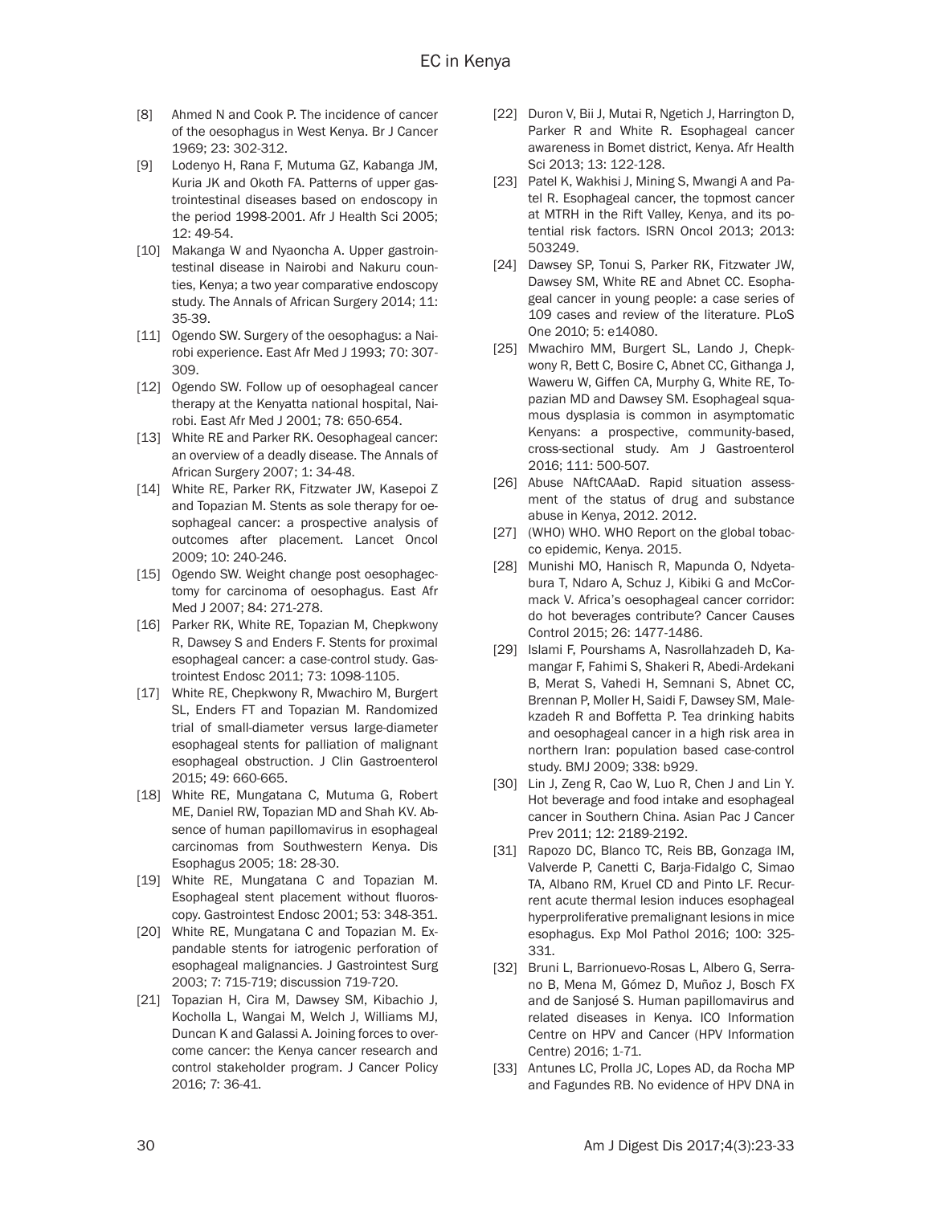[8] Ahmed N and Cook P. The incidence of cancer of the oesophagus in West Kenya. Br J Cancer 1969; 23: 302-312.

[9] Lodenyo H, Rana F, Mutuma GZ, Kabanga JM, Kuria JK and Okoth FA. Patterns of upper gastrointestinal diseases based on endoscopy in the period 1998-2001. Afr J Health Sci 2005; 12: 49-54.

[10] Makanga W and Nyaoncha A. Upper gastrointestinal disease in Nairobi and Nakuru counties, Kenya; a two year comparative endoscopy study. The Annals of African Surgery 2014; 11: 35-39.

[11] Ogendo SW. Surgery of the oesophagus: a Nairobi experience. East Afr Med J 1993; 70: 307-309.

[12] Ogendo SW. Follow up of oesophageal cancer therapy at the Kenyatta national hospital, Nairobi. East Afr Med J 2001; 78: 650-654.

[13] White RE and Parker RK. Oesophageal cancer: an overview of a deadly disease. The Annals of African Surgery 2007; 1: 34-48.

[14] White RE, Parker RK, Fitzwater JW, Kasepoi Z and Topazian M. Stents as sole therapy for oesophageal cancer: a prospective analysis of outcomes after placement. Lancet Oncol 2009; 10: 240-246.

[15] Ogendo SW. Weight change post oesophagectomy for carcinoma of oesophagus. East Afr Med J 2007; 84: 271-278.

[16] Parker RK, White RE, Topazian M, Chepkwony R, Dawsey S and Enders F. Stents for proximal esophageal cancer: a case-control study. Gastrointest Endosc 2011; 73: 1098-1105.

[17] White RE, Chepkwony R, Mwachiro M, Burgert SL, Enders FT and Topazian M. Randomized trial of small-diameter versus large-diameter esophageal stents for palliation of malignant esophageal obstruction. J Clin Gastroenterol 2015; 49: 660-665.

[18] White RE, Mungatana C, Mutuma G, Robert ME, Daniel RW, Topazian MD and Shah KV. Absence of human papillomavirus in esophageal carcinomas from Southwestern Kenya. Dis Esophagus 2005; 18: 28-30.

[19] White RE, Mungatana C and Topazian M. Esophageal stent placement without fluoroscopy. Gastrointest Endosc 2001; 53: 348-351.

[20] White RE, Mungatana C and Topazian M. Expandable stents for iatrogenic perforation of esophageal malignancies. J Gastrointest Surg 2003; 7: 715-719; discussion 719-720.

[21] Topazian H, Cira M, Dawsey SM, Kibachio J, Kocholla L, Wangai M, Welch J, Williams MJ, Duncan K and Galassi A. Joining forces to overcome cancer: the Kenya cancer research and control stakeholder program. J Cancer Policy 2016; 7: 36-41.

[22] Duron V, Bii J, Mutai R, Ngetich J, Harrington D, Parker R and White R. Esophageal cancer awareness in Bomet district, Kenya. Afr Health Sci 2013; 13: 122-128.

[23] Patel K, Wakhisi J, Mining S, Mwangi A and Patel R. Esophageal cancer, the topmost cancer at MTRH in the Rift Valley, Kenya, and its potential risk factors. ISRN Oncol 2013; 2013: 503249.

[24] Dawsey SP, Tonui S, Parker RK, Fitzwater JW, Dawsey SM, White RE and Abnet CC. Esophageal cancer in young people: a case series of 109 cases and review of the literature. PLoS One 2010; 5: e14080.

[25] Mwachiro MM, Burgert SL, Lando J, Chepkwony R, Bett C, Bosire C, Abnet CC, Githanga J, Waweru W, Giffen CA, Murphy G, White RE, Topazian MD and Dawsey SM. Esophageal squamous dysplasia is common in asymptomatic Kenyans: a prospective, community-based, cross-sectional study. Am J Gastroenterol 2016; 111: 500-507.

[26] Abuse NAftCAAaD. Rapid situation assessment of the status of drug and substance abuse in Kenya, 2012. 2012.

[27] (WHO) WHO. WHO Report on the global tobacco epidemic, Kenya. 2015.

[28] Munishi MO, Hanisch R, Mapunda O, Ndyetabura T, Ndaro A, Schuz J, Kibiki G and McCormack V. Africa's oesophageal cancer corridor: do hot beverages contribute? Cancer Causes Control 2015; 26: 1477-1486.

[29] Islami F, Pourshams A, Nasrollahzadeh D, Kamangar F, Fahimi S, Shakeri R, Abedi-Ardekani B, Merat S, Vahedi H, Semnani S, Abnet CC, Brennan P, Moller H, Saidi F, Dawsey SM, Malekzadeh R and Boffetta P. Tea drinking habits and oesophageal cancer in a high risk area in northern Iran: population based case-control study. BMJ 2009; 338: b929.

[30] Lin J, Zeng R, Cao W, Luo R, Chen J and Lin Y. Hot beverage and food intake and esophageal cancer in Southern China. Asian Pac J Cancer Prev 2011; 12: 2189-2192.

[31] Rapozo DC, Blanco TC, Reis BB, Gonzaga IM, Valverde P, Canetti C, Barja-Fidalgo C, Simao TA, Albano RM, Kruel CD and Pinto LF. Recurrent acute thermal lesion induces esophageal hyperproliferative premalignant lesions in mice esophagus. Exp Mol Pathol 2016; 100: 325-331.

[32] Bruni L, Barrionuevo-Rosas L, Albero G, Serrano B, Mena M, Gómez D, Muñoz J, Bosch FX and de Sanjosé S. Human papillomavirus and related diseases in Kenya. ICO Information Centre on HPV and Cancer (HPV Information Centre) 2016; 1-71.

[33] Antunes LC, Prolla JC, Lopes AD, da Rocha MP and Fagundes RB. No evidence of HPV DNA in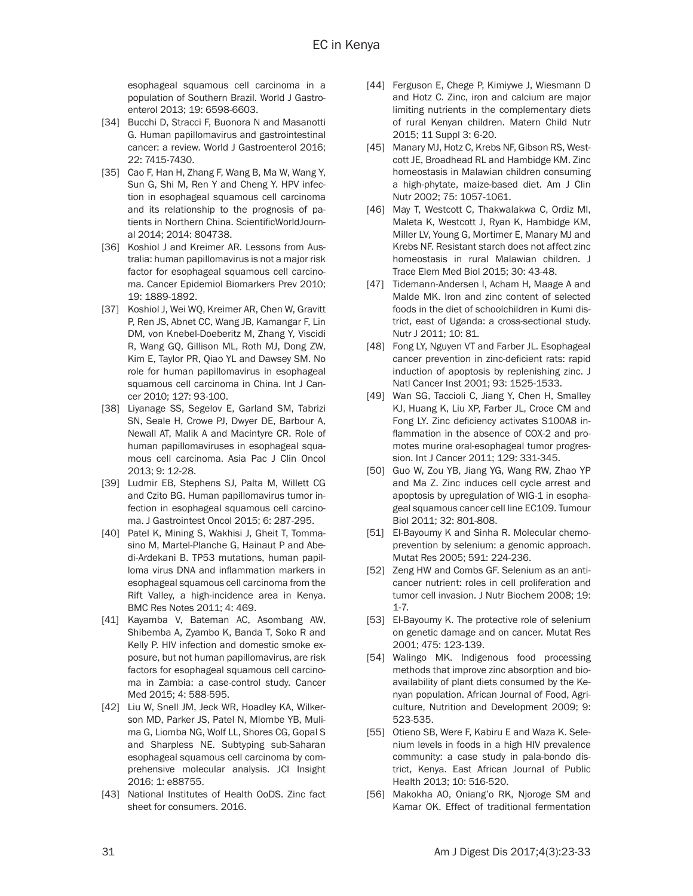esophageal squamous cell carcinoma in a population of Southern Brazil. World J Gastroenterol 2013; 19: 6598-6603.

[34] Bucchi D, Stracci F, Buonora N and Masanotti G. Human papillomavirus and gastrointestinal cancer: a review. World J Gastroenterol 2016; 22: 7415-7430.

[35] Cao F, Han H, Zhang F, Wang B, Ma W, Wang Y, Sun G, Shi M, Ren Y and Cheng Y. HPV infection in esophageal squamous cell carcinoma and its relationship to the prognosis of patients in Northern China. ScientificWorldJournal 2014; 2014: 804738.

[36] Koshiol J and Kreimer AR. Lessons from Australia: human papillomavirus is not a major risk factor for esophageal squamous cell carcinoma. Cancer Epidemiol Biomarkers Prev 2010; 19: 1889-1892.

[37] Koshiol J, Wei WQ, Kreimer AR, Chen W, Gravitt P, Ren JS, Abnet CC, Wang JB, Kamangar F, Lin DM, von Knebel-Doeberitz M, Zhang Y, Viscidi R, Wang GQ, Gillison ML, Roth MJ, Dong ZW, Kim E, Taylor PR, Qiao YL and Dawsey SM. No role for human papillomavirus in esophageal squamous cell carcinoma in China. Int J Cancer 2010; 127: 93-100.

[38] Liyanage SS, Segelov E, Garland SM, Tabrizi SN, Seale H, Crowe PJ, Dwyer DE, Barbour A, Newall AT, Malik A and Macintyre CR. Role of human papillomaviruses in esophageal squamous cell carcinoma. Asia Pac J Clin Oncol 2013; 9: 12-28.

[39] Ludmir EB, Stephens SJ, Palta M, Willett CG and Czito BG. Human papillomavirus tumor infection in esophageal squamous cell carcinoma. J Gastrointest Oncol 2015; 6: 287-295.

[40] Patel K, Mining S, Wakhisi J, Gheit T, Tommasino M, Martel-Planche G, Hainaut P and Abedi-Ardekani B. TP53 mutations, human papilloma virus DNA and inflammation markers in esophageal squamous cell carcinoma from the Rift Valley, a high-incidence area in Kenya. BMC Res Notes 2011; 4: 469.

[41] Kayamba V, Bateman AC, Asombang AW, Shibemba A, Zyambo K, Banda T, Soko R and Kelly P. HIV infection and domestic smoke exposure, but not human papillomavirus, are risk factors for esophageal squamous cell carcinoma in Zambia: a case-control study. Cancer Med 2015; 4: 588-595.

[42] Liu W, Snell JM, Jeck WR, Hoadley KA, Wilkerson MD, Parker JS, Patel N, Mlombe YB, Mulima G, Liomba NG, Wolf LL, Shores CG, Gopal S and Sharpless NE. Subtyping sub-Saharan esophageal squamous cell carcinoma by comprehensive molecular analysis. JCI Insight 2016; 1: e88755.

[43] National Institutes of Health OoDS. Zinc fact sheet for consumers. 2016.

[44] Ferguson E, Chege P, Kimiywe J, Wiesmann D and Hotz C. Zinc, iron and calcium are major limiting nutrients in the complementary diets of rural Kenyan children. Matern Child Nutr 2015; 11 Suppl 3: 6-20.

[45] Manary MJ, Hotz C, Krebs NF, Gibson RS, Westcott JE, Broadhead RL and Hambidge KM. Zinc homeostasis in Malawian children consuming a high-phytate, maize-based diet. Am J Clin Nutr 2002; 75: 1057-1061.

[46] May T, Westcott C, Thakwalakwa C, Ordiz MI, Maleta K, Westcott J, Ryan K, Hambidge KM, Miller LV, Young G, Mortimer E, Manary MJ and Krebs NF. Resistant starch does not affect zinc homeostasis in rural Malawian children. J Trace Elem Med Biol 2015; 30: 43-48.

[47] Tidemann-Andersen I, Acham H, Maage A and Malde MK. Iron and zinc content of selected foods in the diet of schoolchildren in Kumi district, east of Uganda: a cross-sectional study. Nutr J 2011; 10: 81.

[48] Fong LY, Nguyen VT and Farber JL. Esophageal cancer prevention in zinc-deficient rats: rapid induction of apoptosis by replenishing zinc. J Natl Cancer Inst 2001; 93: 1525-1533.

[49] Wan SG, Taccioli C, Jiang Y, Chen H, Smalley KJ, Huang K, Liu XP, Farber JL, Croce CM and Fong LY. Zinc deficiency activates S100A8 inflammation in the absence of COX-2 and promotes murine oral-esophageal tumor progression. Int J Cancer 2011; 129: 331-345.

[50] Guo W, Zou YB, Jiang YG, Wang RW, Zhao YP and Ma Z. Zinc induces cell cycle arrest and apoptosis by upregulation of WIG-1 in esophageal squamous cancer cell line EC109. Tumour Biol 2011; 32: 801-808.

[51] El-Bayoumy K and Sinha R. Molecular chemoprevention by selenium: a genomic approach. Mutat Res 2005; 591: 224-236.

[52] Zeng HW and Combs GF. Selenium as an anticancer nutrient: roles in cell proliferation and tumor cell invasion. J Nutr Biochem 2008; 19: 1-7.

[53] El-Bayoumy K. The protective role of selenium on genetic damage and on cancer. Mutat Res 2001; 475: 123-139.

[54] Walingo MK. Indigenous food processing methods that improve zinc absorption and bioavailability of plant diets consumed by the Kenyan population. African Journal of Food, Agriculture, Nutrition and Development 2009; 9: 523-535.

[55] Otieno SB, Were F, Kabiru E and Waza K. Selenium levels in foods in a high HIV prevalence community: a case study in pala-bondo district, Kenya. East African Journal of Public Health 2013; 10: 516-520.

[56] Makokha AO, Oniang'o RK, Njoroge SM and Kamar OK. Effect of traditional fermentation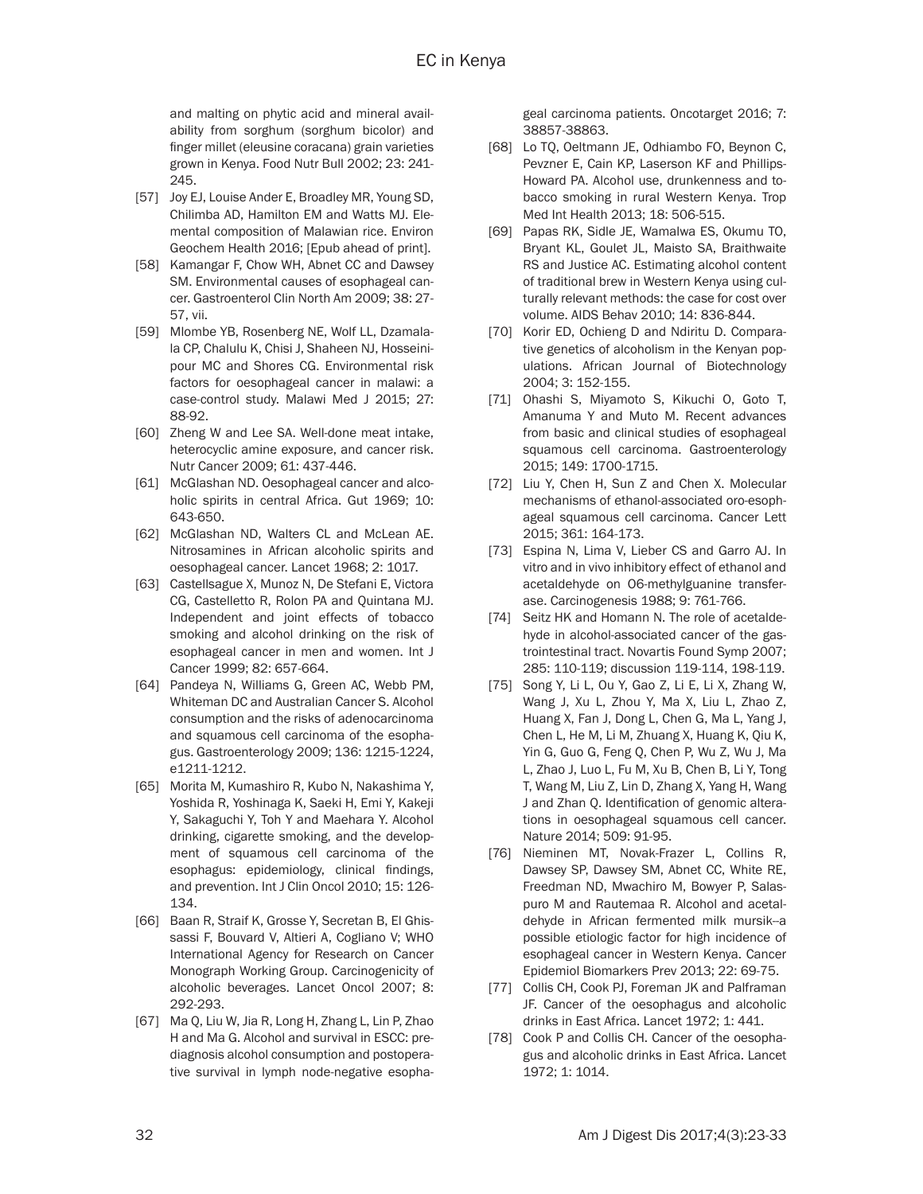and malting on phytic acid and mineral availability from sorghum (sorghum bicolor) and finger millet (eleusine coracana) grain varieties grown in Kenya. Food Nutr Bull 2002; 23: 241-245.

[57] Joy EJ, Louise Ander E, Broadley MR, Young SD, Chilimba AD, Hamilton EM and Watts MJ. Elemental composition of Malawian rice. Environ Geochem Health 2016; [Epub ahead of print].

[58] Kamangar F, Chow WH, Abnet CC and Dawsey SM. Environmental causes of esophageal cancer. Gastroenterol Clin North Am 2009; 38: 27-57, vii.

[59] Mlombe YB, Rosenberg NE, Wolf LL, Dzamalala CP, Chalulu K, Chisi J, Shaheen NJ, Hosseinipour MC and Shores CG. Environmental risk factors for oesophageal cancer in malawi: a case-control study. Malawi Med J 2015; 27: 88-92.

[60] Zheng W and Lee SA. Well-done meat intake, heterocyclic amine exposure, and cancer risk. Nutr Cancer 2009; 61: 437-446.

[61] McGlashan ND. Oesophageal cancer and alcoholic spirits in central Africa. Gut 1969; 10: 643-650.

[62] McGlashan ND, Walters CL and McLean AE. Nitrosamines in African alcoholic spirits and oesophageal cancer. Lancet 1968; 2: 1017.

[63] Castellsague X, Munoz N, De Stefani E, Victora CG, Castelletto R, Rolon PA and Quintana MJ. Independent and joint effects of tobacco smoking and alcohol drinking on the risk of esophageal cancer in men and women. Int J Cancer 1999; 82: 657-664.

[64] Pandeya N, Williams G, Green AC, Webb PM, Whiteman DC and Australian Cancer S. Alcohol consumption and the risks of adenocarcinoma and squamous cell carcinoma of the esophagus. Gastroenterology 2009; 136: 1215-1224, e1211-1212.

[65] Morita M, Kumashiro R, Kubo N, Nakashima Y, Yoshida R, Yoshinaga K, Saeki H, Emi Y, Kakeji Y, Sakaguchi Y, Toh Y and Maehara Y. Alcohol drinking, cigarette smoking, and the development of squamous cell carcinoma of the esophagus: epidemiology, clinical findings, and prevention. Int J Clin Oncol 2010; 15: 126-134.

[66] Baan R, Straif K, Grosse Y, Secretan B, El Ghissassi F, Bouvard V, Altieri A, Cogliano V; WHO International Agency for Research on Cancer Monograph Working Group. Carcinogenicity of alcoholic beverages. Lancet Oncol 2007; 8: 292-293.

[67] Ma Q, Liu W, Jia R, Long H, Zhang L, Lin P, Zhao H and Ma G. Alcohol and survival in ESCC: prediagnosis alcohol consumption and postoperative survival in lymph node-negative esophageal carcinoma patients. Oncotarget 2016; 7: 38857-38863.

[68] Lo TQ, Oeltmann JE, Odhiambo FO, Beynon C, Pevzner E, Cain KP, Laserson KF and Phillips-Howard PA. Alcohol use, drunkenness and tobacco smoking in rural Western Kenya. Trop Med Int Health 2013; 18: 506-515.

[69] Papas RK, Sidle JE, Wamalwa ES, Okumu TO, Bryant KL, Goulet JL, Maisto SA, Braithwaite RS and Justice AC. Estimating alcohol content of traditional brew in Western Kenya using culturally relevant methods: the case for cost over volume. AIDS Behav 2010; 14: 836-844.

[70] Korir ED, Ochieng D and Ndiritu D. Comparative genetics of alcoholism in the Kenyan populations. African Journal of Biotechnology 2004; 3: 152-155.

[71] Ohashi S, Miyamoto S, Kikuchi O, Goto T, Amanuma Y and Muto M. Recent advances from basic and clinical studies of esophageal squamous cell carcinoma. Gastroenterology 2015; 149: 1700-1715.

[72] Liu Y, Chen H, Sun Z and Chen X. Molecular mechanisms of ethanol-associated oro-esophageal squamous cell carcinoma. Cancer Lett 2015; 361: 164-173.

[73] Espina N, Lima V, Lieber CS and Garro AJ. In vitro and in vivo inhibitory effect of ethanol and acetaldehyde on O6-methylguanine transferase. Carcinogenesis 1988; 9: 761-766.

[74] Seitz HK and Homann N. The role of acetaldehyde in alcohol-associated cancer of the gastrointestinal tract. Novartis Found Symp 2007; 285: 110-119; discussion 119-114, 198-119.

[75] Song Y, Li L, Ou Y, Gao Z, Li E, Li X, Zhang W, Wang J, Xu L, Zhou Y, Ma X, Liu L, Zhao Z, Huang X, Fan J, Dong L, Chen G, Ma L, Yang J, Chen L, He M, Li M, Zhuang X, Huang K, Qiu K, Yin G, Guo G, Feng Q, Chen P, Wu Z, Wu J, Ma L, Zhao J, Luo L, Fu M, Xu B, Chen B, Li Y, Tong T, Wang M, Liu Z, Lin D, Zhang X, Yang H, Wang J and Zhan Q. Identification of genomic alterations in oesophageal squamous cell cancer. Nature 2014; 509: 91-95.

[76] Nieminen MT, Novak-Frazer L, Collins R, Dawsey SP, Dawsey SM, Abnet CC, White RE, Freedman ND, Mwachiro M, Bowyer P, Salaspuro M and Rautemaa R. Alcohol and acetaldehyde in African fermented milk mursik--a possible etiologic factor for high incidence of esophageal cancer in Western Kenya. Cancer Epidemiol Biomarkers Prev 2013; 22: 69-75.

[77] Collis CH, Cook PJ, Foreman JK and Palframan JF. Cancer of the oesophagus and alcoholic drinks in East Africa. Lancet 1972; 1: 441.

[78] Cook P and Collis CH. Cancer of the oesophagus and alcoholic drinks in East Africa. Lancet 1972; 1: 1014.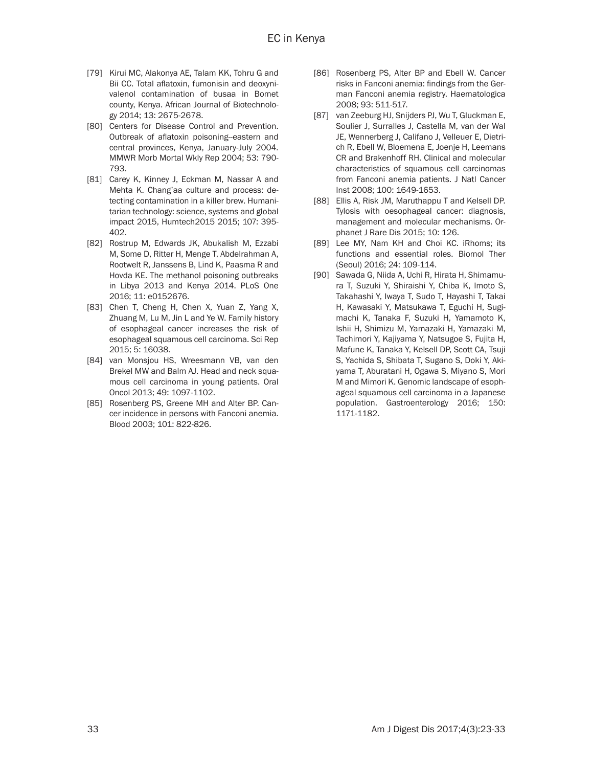[79] Kirui MC, Alakonya AE, Talam KK, Tohru G and Bii CC. Total aflatoxin, fumonisin and deoxynivalenol contamination of busaa in Bomet county, Kenya. African Journal of Biotechnology 2014; 13: 2675-2678.

[80] Centers for Disease Control and Prevention. Outbreak of aflatoxin poisoning--eastern and central provinces, Kenya, January-July 2004. MMWR Morb Mortal Wkly Rep 2004; 53: 790-793.

[81] Carey K, Kinney J, Eckman M, Nassar A and Mehta K. Chang'aa culture and process: detecting contamination in a killer brew. Humanitarian technology: science, systems and global impact 2015, Humtech2015 2015; 107: 395-402.

[82] Rostrup M, Edwards JK, Abukalish M, Ezzabi M, Some D, Ritter H, Menge T, Abdelrahman A, Rootwelt R, Janssens B, Lind K, Paasma R and Hovda KE. The methanol poisoning outbreaks in Libya 2013 and Kenya 2014. PLoS One 2016; 11: e0152676.

[83] Chen T, Cheng H, Chen X, Yuan Z, Yang X, Zhuang M, Lu M, Jin L and Ye W. Family history of esophageal cancer increases the risk of esophageal squamous cell carcinoma. Sci Rep 2015; 5: 16038.

[84] van Monsjou HS, Wreesmann VB, van den Brekel MW and Balm AJ. Head and neck squamous cell carcinoma in young patients. Oral Oncol 2013; 49: 1097-1102.

[85] Rosenberg PS, Greene MH and Alter BP. Cancer incidence in persons with Fanconi anemia. Blood 2003; 101: 822-826.

[86] Rosenberg PS, Alter BP and Ebell W. Cancer risks in Fanconi anemia: findings from the German Fanconi anemia registry. Haematologica 2008; 93: 511-517.

[87] van Zeeburg HJ, Snijders PJ, Wu T, Gluckman E, Soulier J, Surralles J, Castella M, van der Wal JE, Wennerberg J, Califano J, Velleuer E, Dietrich R, Ebell W, Bloemena E, Joenje H, Leemans CR and Brakenhoff RH. Clinical and molecular characteristics of squamous cell carcinomas from Fanconi anemia patients. J Natl Cancer Inst 2008; 100: 1649-1653.

[88] Ellis A, Risk JM, Maruthappu T and Kelsell DP. Tylosis with oesophageal cancer: diagnosis, management and molecular mechanisms. Orphanet J Rare Dis 2015; 10: 126.

[89] Lee MY, Nam KH and Choi KC. iRhoms; its functions and essential roles. Biomol Ther (Seoul) 2016; 24: 109-114.

[90] Sawada G, Niida A, Uchi R, Hirata H, Shimamura T, Suzuki Y, Shiraishi Y, Chiba K, Imoto S, Takahashi Y, Iwaya T, Sudo T, Hayashi T, Takai H, Kawasaki Y, Matsukawa T, Eguchi H, Sugimachi K, Tanaka F, Suzuki H, Yamamoto K, Ishii H, Shimizu M, Yamazaki H, Yamazaki M, Tachimori Y, Kajiyama Y, Natsugoe S, Fujita H, Mafune K, Tanaka Y, Kelsell DP, Scott CA, Tsuji S, Yachida S, Shibata T, Sugano S, Doki Y, Akiyama T, Aburatani H, Ogawa S, Miyano S, Mori M and Mimori K. Genomic landscape of esophageal squamous cell carcinoma in a Japanese population. Gastroenterology 2016; 150: 1171-1182.